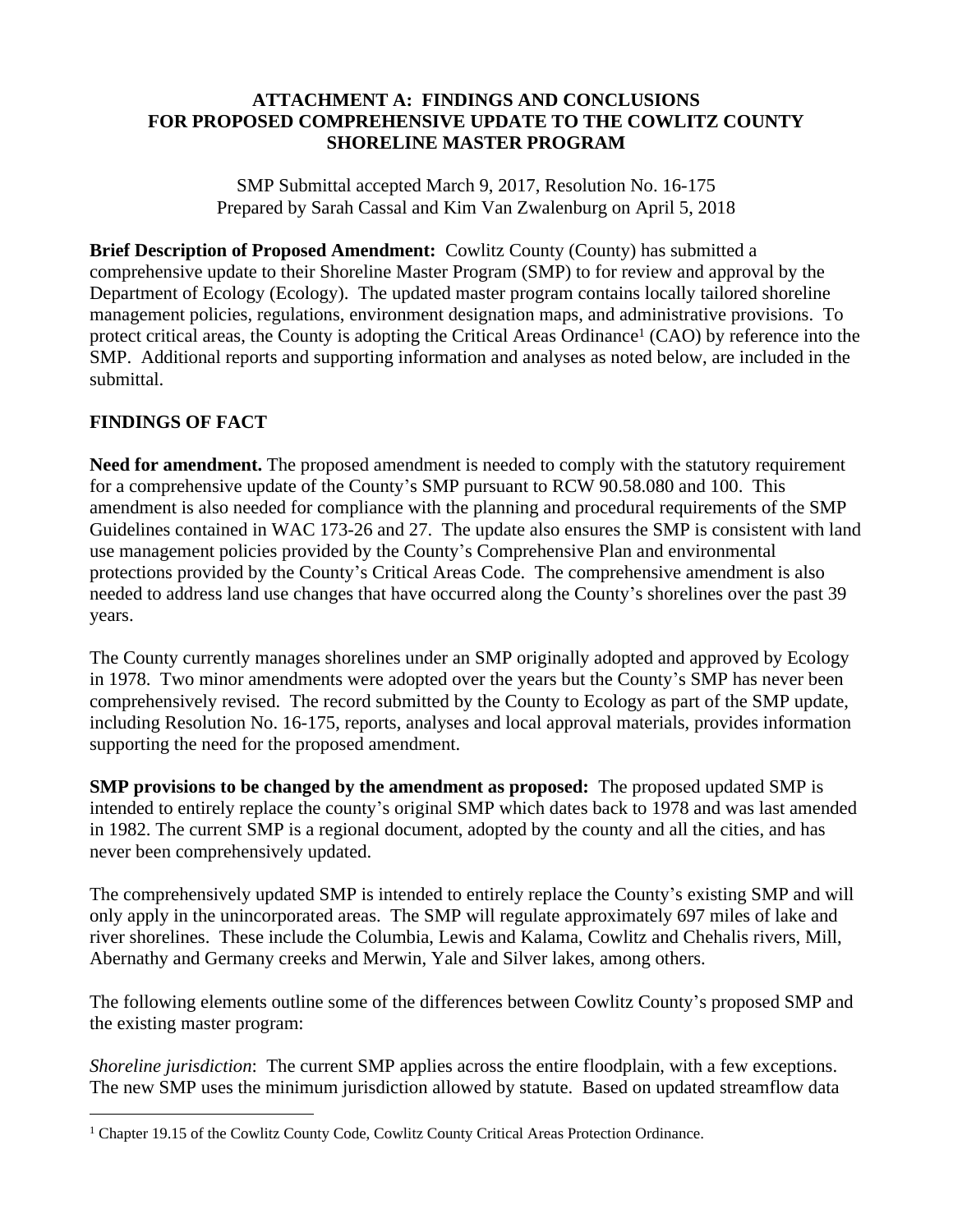**ATTACHMENT A: FINDINGS AND CONCLUSIONS FOR PROPOSED COMPREHENSIVE UPDATE TO THE COWLITZ COUNTY SHORELINE MASTER PROGRAM**

SMP Submittal accepted March 9, 2017, Resolution No. 16-175
Prepared by Sarah Cassal and Kim Van Zwalenburg on April 5, 2018

**Brief Description of Proposed Amendment:** Cowlitz County (County) has submitted a comprehensive update to their Shoreline Master Program (SMP) to for review and approval by the Department of Ecology (Ecology). The updated master program contains locally tailored shoreline management policies, regulations, environment designation maps, and administrative provisions. To protect critical areas, the County is adopting the Critical Areas Ordinance[1] (CAO) by reference into the SMP. Additional reports and supporting information and analyses as noted below, are included in the submittal.

## FINDINGS OF FACT

**Need for amendment.** The proposed amendment is needed to comply with the statutory requirement for a comprehensive update of the County's SMP pursuant to RCW 90.58.080 and 100. This amendment is also needed for compliance with the planning and procedural requirements of the SMP Guidelines contained in WAC 173-26 and 27. The update also ensures the SMP is consistent with land use management policies provided by the County's Comprehensive Plan and environmental protections provided by the County's Critical Areas Code. The comprehensive amendment is also needed to address land use changes that have occurred along the County's shorelines over the past 39 years.

The County currently manages shorelines under an SMP originally adopted and approved by Ecology in 1978. Two minor amendments were adopted over the years but the County's SMP has never been comprehensively revised. The record submitted by the County to Ecology as part of the SMP update, including Resolution No. 16-175, reports, analyses and local approval materials, provides information supporting the need for the proposed amendment.

**SMP provisions to be changed by the amendment as proposed:** The proposed updated SMP is intended to entirely replace the county's original SMP which dates back to 1978 and was last amended in 1982. The current SMP is a regional document, adopted by the county and all the cities, and has never been comprehensively updated.

The comprehensively updated SMP is intended to entirely replace the County's existing SMP and will only apply in the unincorporated areas. The SMP will regulate approximately 697 miles of lake and river shorelines. These include the Columbia, Lewis and Kalama, Cowlitz and Chehalis rivers, Mill, Abernathy and Germany creeks and Merwin, Yale and Silver lakes, among others.

The following elements outline some of the differences between Cowlitz County's proposed SMP and the existing master program:

*Shoreline jurisdiction*: The current SMP applies across the entire floodplain, with a few exceptions. The new SMP uses the minimum jurisdiction allowed by statute. Based on updated streamflow data

[1] Chapter 19.15 of the Cowlitz County Code, Cowlitz County Critical Areas Protection Ordinance.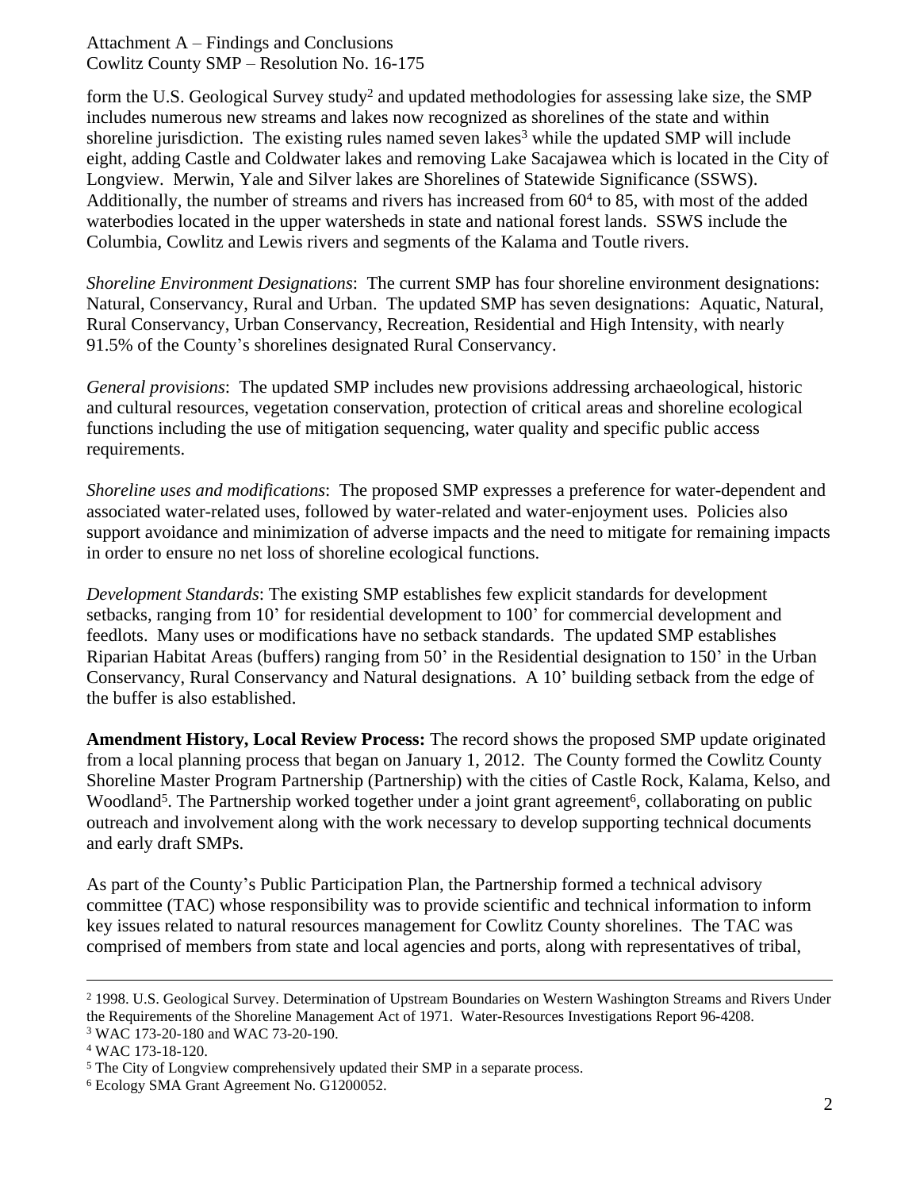form the U.S. Geological Survey study[2] and updated methodologies for assessing lake size, the SMP includes numerous new streams and lakes now recognized as shorelines of the state and within shoreline jurisdiction. The existing rules named seven lakes[3] while the updated SMP will include eight, adding Castle and Coldwater lakes and removing Lake Sacajawea which is located in the City of Longview. Merwin, Yale and Silver lakes are Shorelines of Statewide Significance (SSWS). Additionally, the number of streams and rivers has increased from 60[4] to 85, with most of the added waterbodies located in the upper watersheds in state and national forest lands. SSWS include the Columbia, Cowlitz and Lewis rivers and segments of the Kalama and Toutle rivers.

*Shoreline Environment Designations*: The current SMP has four shoreline environment designations: Natural, Conservancy, Rural and Urban. The updated SMP has seven designations: Aquatic, Natural, Rural Conservancy, Urban Conservancy, Recreation, Residential and High Intensity, with nearly 91.5% of the County's shorelines designated Rural Conservancy.

*General provisions*: The updated SMP includes new provisions addressing archaeological, historic and cultural resources, vegetation conservation, protection of critical areas and shoreline ecological functions including the use of mitigation sequencing, water quality and specific public access requirements.

*Shoreline uses and modifications*: The proposed SMP expresses a preference for water-dependent and associated water-related uses, followed by water-related and water-enjoyment uses. Policies also support avoidance and minimization of adverse impacts and the need to mitigate for remaining impacts in order to ensure no net loss of shoreline ecological functions.

*Development Standards*: The existing SMP establishes few explicit standards for development setbacks, ranging from 10' for residential development to 100' for commercial development and feedlots. Many uses or modifications have no setback standards. The updated SMP establishes Riparian Habitat Areas (buffers) ranging from 50' in the Residential designation to 150' in the Urban Conservancy, Rural Conservancy and Natural designations. A 10' building setback from the edge of the buffer is also established.

**Amendment History, Local Review Process:** The record shows the proposed SMP update originated from a local planning process that began on January 1, 2012. The County formed the Cowlitz County Shoreline Master Program Partnership (Partnership) with the cities of Castle Rock, Kalama, Kelso, and Woodland[5]. The Partnership worked together under a joint grant agreement[6], collaborating on public outreach and involvement along with the work necessary to develop supporting technical documents and early draft SMPs.

As part of the County's Public Participation Plan, the Partnership formed a technical advisory committee (TAC) whose responsibility was to provide scientific and technical information to inform key issues related to natural resources management for Cowlitz County shorelines. The TAC was comprised of members from state and local agencies and ports, along with representatives of tribal,

---

[2] 1998. U.S. Geological Survey. Determination of Upstream Boundaries on Western Washington Streams and Rivers Under the Requirements of the Shoreline Management Act of 1971. Water-Resources Investigations Report 96-4208.

[3] WAC 173-20-180 and WAC 73-20-190.

[4] WAC 173-18-120.

[5] The City of Longview comprehensively updated their SMP in a separate process.

[6] Ecology SMA Grant Agreement No. G1200052.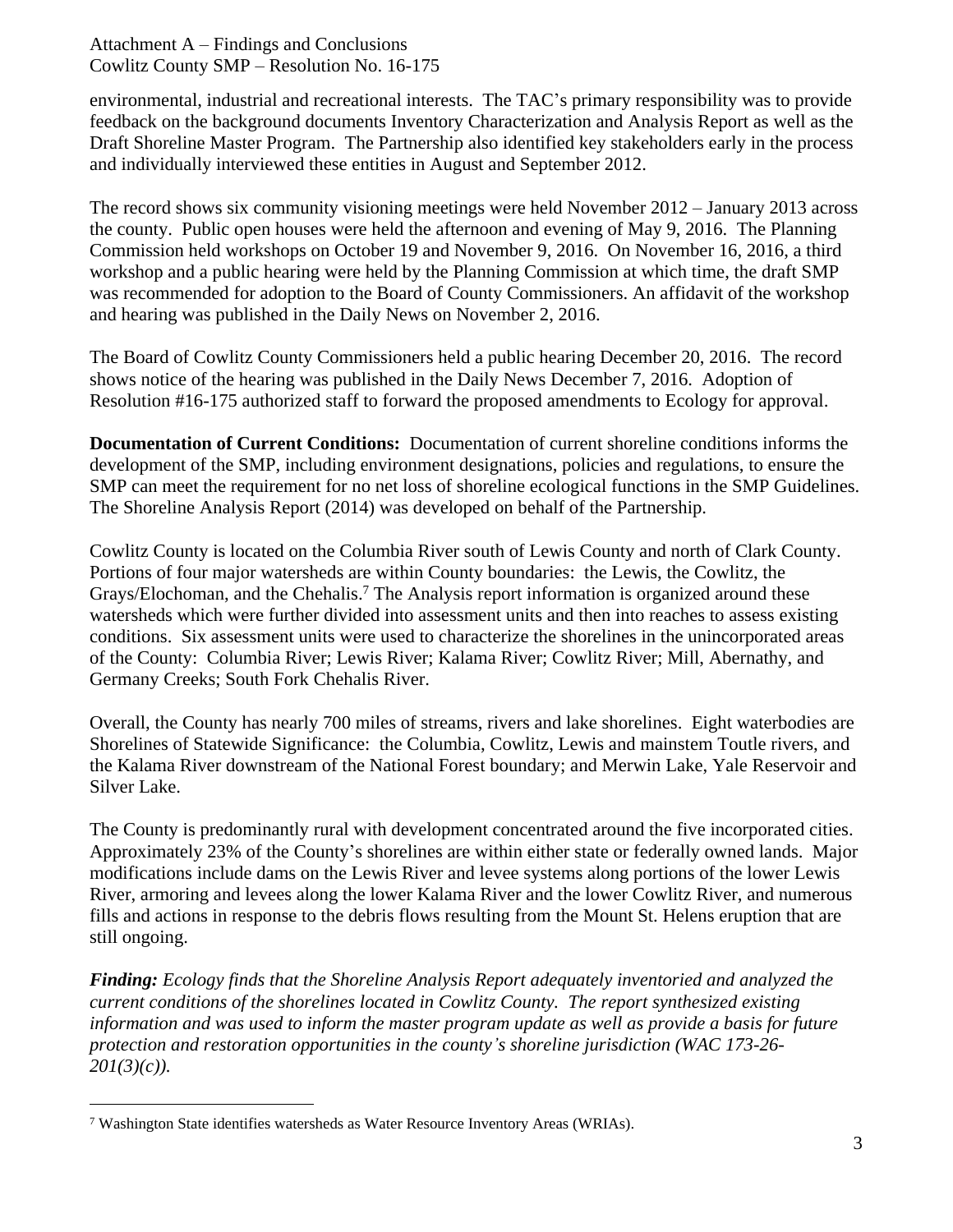environmental, industrial and recreational interests. The TAC's primary responsibility was to provide feedback on the background documents Inventory Characterization and Analysis Report as well as the Draft Shoreline Master Program. The Partnership also identified key stakeholders early in the process and individually interviewed these entities in August and September 2012.

The record shows six community visioning meetings were held November 2012 – January 2013 across the county. Public open houses were held the afternoon and evening of May 9, 2016. The Planning Commission held workshops on October 19 and November 9, 2016. On November 16, 2016, a third workshop and a public hearing were held by the Planning Commission at which time, the draft SMP was recommended for adoption to the Board of County Commissioners. An affidavit of the workshop and hearing was published in the Daily News on November 2, 2016.

The Board of Cowlitz County Commissioners held a public hearing December 20, 2016. The record shows notice of the hearing was published in the Daily News December 7, 2016. Adoption of Resolution #16-175 authorized staff to forward the proposed amendments to Ecology for approval.

**Documentation of Current Conditions:** Documentation of current shoreline conditions informs the development of the SMP, including environment designations, policies and regulations, to ensure the SMP can meet the requirement for no net loss of shoreline ecological functions in the SMP Guidelines. The Shoreline Analysis Report (2014) was developed on behalf of the Partnership.

Cowlitz County is located on the Columbia River south of Lewis County and north of Clark County. Portions of four major watersheds are within County boundaries: the Lewis, the Cowlitz, the Grays/Elochoman, and the Chehalis.[7] The Analysis report information is organized around these watersheds which were further divided into assessment units and then into reaches to assess existing conditions. Six assessment units were used to characterize the shorelines in the unincorporated areas of the County: Columbia River; Lewis River; Kalama River; Cowlitz River; Mill, Abernathy, and Germany Creeks; South Fork Chehalis River.

Overall, the County has nearly 700 miles of streams, rivers and lake shorelines. Eight waterbodies are Shorelines of Statewide Significance: the Columbia, Cowlitz, Lewis and mainstem Toutle rivers, and the Kalama River downstream of the National Forest boundary; and Merwin Lake, Yale Reservoir and Silver Lake.

The County is predominantly rural with development concentrated around the five incorporated cities. Approximately 23% of the County's shorelines are within either state or federally owned lands. Major modifications include dams on the Lewis River and levee systems along portions of the lower Lewis River, armoring and levees along the lower Kalama River and the lower Cowlitz River, and numerous fills and actions in response to the debris flows resulting from the Mount St. Helens eruption that are still ongoing.

***Finding:*** *Ecology finds that the Shoreline Analysis Report adequately inventoried and analyzed the current conditions of the shorelines located in Cowlitz County. The report synthesized existing information and was used to inform the master program update as well as provide a basis for future protection and restoration opportunities in the county's shoreline jurisdiction (WAC 173-26-201(3)(c)).*

---

[7] Washington State identifies watersheds as Water Resource Inventory Areas (WRIAs).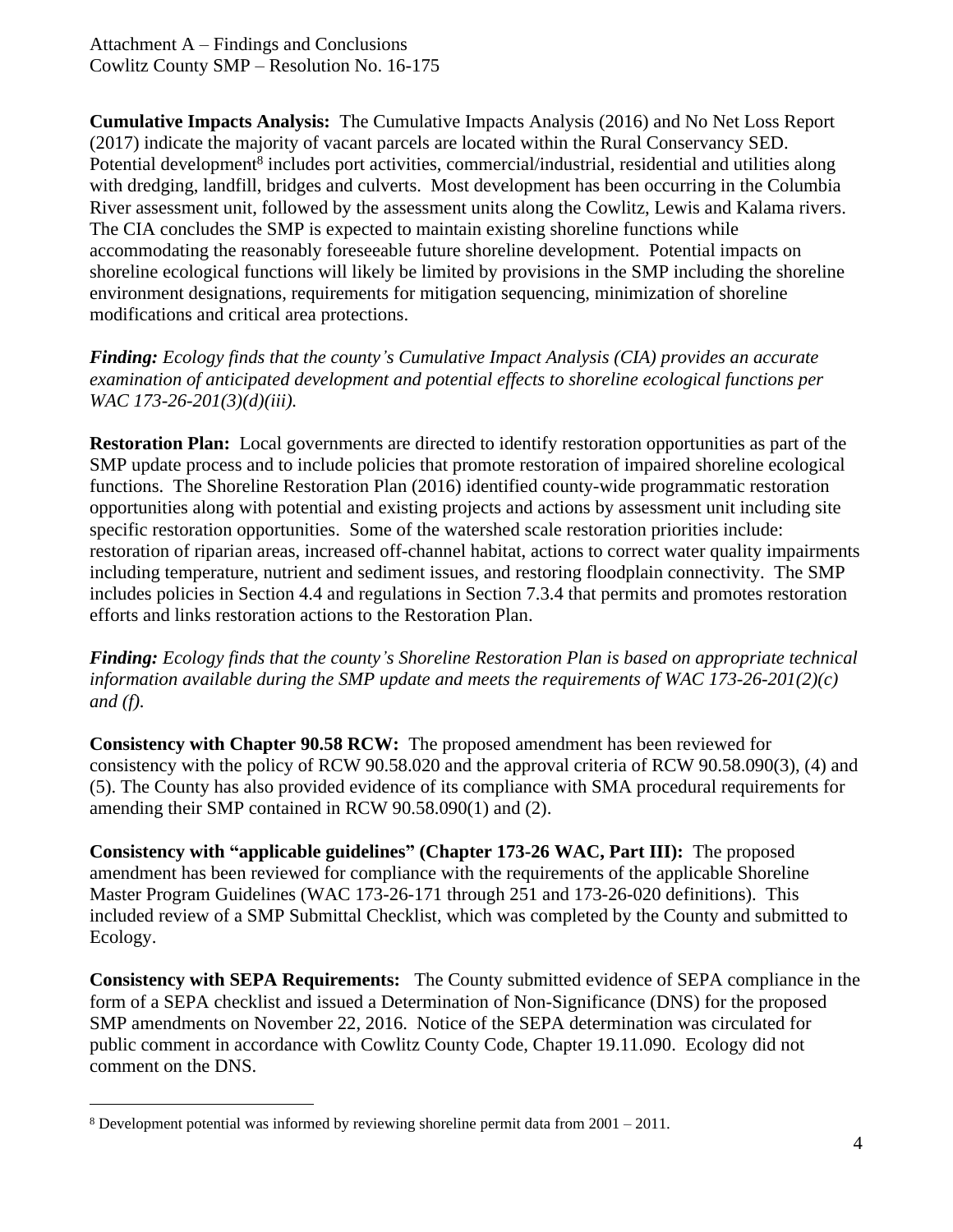**Cumulative Impacts Analysis:** The Cumulative Impacts Analysis (2016) and No Net Loss Report (2017) indicate the majority of vacant parcels are located within the Rural Conservancy SED. Potential development[8] includes port activities, commercial/industrial, residential and utilities along with dredging, landfill, bridges and culverts. Most development has been occurring in the Columbia River assessment unit, followed by the assessment units along the Cowlitz, Lewis and Kalama rivers. The CIA concludes the SMP is expected to maintain existing shoreline functions while accommodating the reasonably foreseeable future shoreline development. Potential impacts on shoreline ecological functions will likely be limited by provisions in the SMP including the shoreline environment designations, requirements for mitigation sequencing, minimization of shoreline modifications and critical area protections.

***Finding:*** *Ecology finds that the county's Cumulative Impact Analysis (CIA) provides an accurate examination of anticipated development and potential effects to shoreline ecological functions per WAC 173-26-201(3)(d)(iii).*

**Restoration Plan:** Local governments are directed to identify restoration opportunities as part of the SMP update process and to include policies that promote restoration of impaired shoreline ecological functions. The Shoreline Restoration Plan (2016) identified county-wide programmatic restoration opportunities along with potential and existing projects and actions by assessment unit including site specific restoration opportunities. Some of the watershed scale restoration priorities include: restoration of riparian areas, increased off-channel habitat, actions to correct water quality impairments including temperature, nutrient and sediment issues, and restoring floodplain connectivity. The SMP includes policies in Section 4.4 and regulations in Section 7.3.4 that permits and promotes restoration efforts and links restoration actions to the Restoration Plan.

***Finding:*** *Ecology finds that the county's Shoreline Restoration Plan is based on appropriate technical information available during the SMP update and meets the requirements of WAC 173-26-201(2)(c) and (f).*

**Consistency with Chapter 90.58 RCW:** The proposed amendment has been reviewed for consistency with the policy of RCW 90.58.020 and the approval criteria of RCW 90.58.090(3), (4) and (5). The County has also provided evidence of its compliance with SMA procedural requirements for amending their SMP contained in RCW 90.58.090(1) and (2).

**Consistency with "applicable guidelines" (Chapter 173-26 WAC, Part III):** The proposed amendment has been reviewed for compliance with the requirements of the applicable Shoreline Master Program Guidelines (WAC 173-26-171 through 251 and 173-26-020 definitions). This included review of a SMP Submittal Checklist, which was completed by the County and submitted to Ecology.

**Consistency with SEPA Requirements:** The County submitted evidence of SEPA compliance in the form of a SEPA checklist and issued a Determination of Non-Significance (DNS) for the proposed SMP amendments on November 22, 2016. Notice of the SEPA determination was circulated for public comment in accordance with Cowlitz County Code, Chapter 19.11.090. Ecology did not comment on the DNS.

---

[8] Development potential was informed by reviewing shoreline permit data from 2001 – 2011.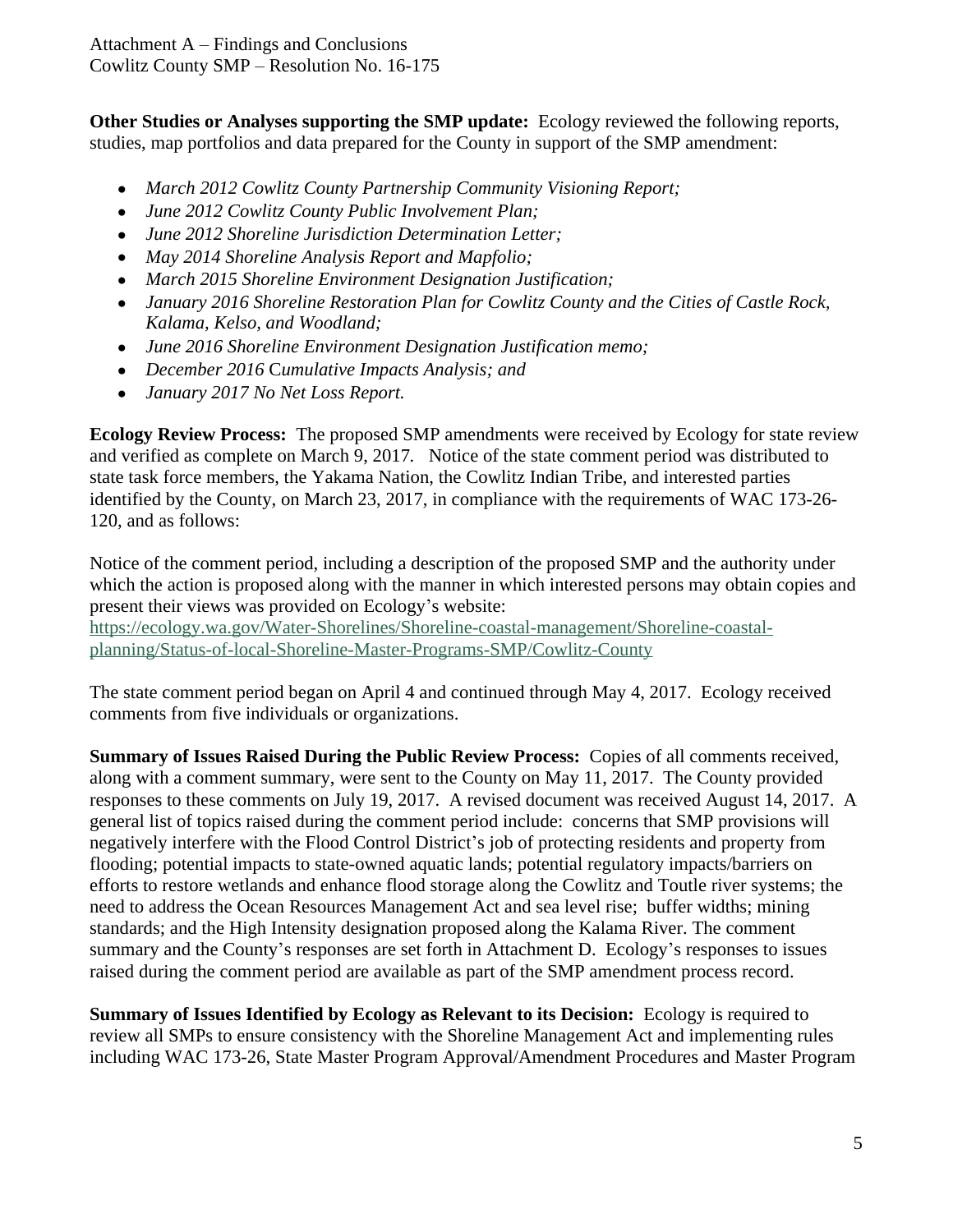**Other Studies or Analyses supporting the SMP update:** Ecology reviewed the following reports, studies, map portfolios and data prepared for the County in support of the SMP amendment:

- *March 2012 Cowlitz County Partnership Community Visioning Report;*
- *June 2012 Cowlitz County Public Involvement Plan;*
- *June 2012 Shoreline Jurisdiction Determination Letter;*
- *May 2014 Shoreline Analysis Report and Mapfolio;*
- *March 2015 Shoreline Environment Designation Justification;*
- *January 2016 Shoreline Restoration Plan for Cowlitz County and the Cities of Castle Rock, Kalama, Kelso, and Woodland;*
- *June 2016 Shoreline Environment Designation Justification memo;*
- *December 2016* C*umulative Impacts Analysis; and*
- *January 2017 No Net Loss Report.*

**Ecology Review Process:** The proposed SMP amendments were received by Ecology for state review and verified as complete on March 9, 2017. Notice of the state comment period was distributed to state task force members, the Yakama Nation, the Cowlitz Indian Tribe, and interested parties identified by the County, on March 23, 2017, in compliance with the requirements of WAC 173-26-120, and as follows:

Notice of the comment period, including a description of the proposed SMP and the authority under which the action is proposed along with the manner in which interested persons may obtain copies and present their views was provided on Ecology's website: https://ecology.wa.gov/Water-Shorelines/Shoreline-coastal-management/Shoreline-coastal-planning/Status-of-local-Shoreline-Master-Programs-SMP/Cowlitz-County

The state comment period began on April 4 and continued through May 4, 2017. Ecology received comments from five individuals or organizations.

**Summary of Issues Raised During the Public Review Process:** Copies of all comments received, along with a comment summary, were sent to the County on May 11, 2017. The County provided responses to these comments on July 19, 2017. A revised document was received August 14, 2017. A general list of topics raised during the comment period include: concerns that SMP provisions will negatively interfere with the Flood Control District's job of protecting residents and property from flooding; potential impacts to state-owned aquatic lands; potential regulatory impacts/barriers on efforts to restore wetlands and enhance flood storage along the Cowlitz and Toutle river systems; the need to address the Ocean Resources Management Act and sea level rise; buffer widths; mining standards; and the High Intensity designation proposed along the Kalama River. The comment summary and the County's responses are set forth in Attachment D. Ecology's responses to issues raised during the comment period are available as part of the SMP amendment process record.

**Summary of Issues Identified by Ecology as Relevant to its Decision:** Ecology is required to review all SMPs to ensure consistency with the Shoreline Management Act and implementing rules including WAC 173-26, State Master Program Approval/Amendment Procedures and Master Program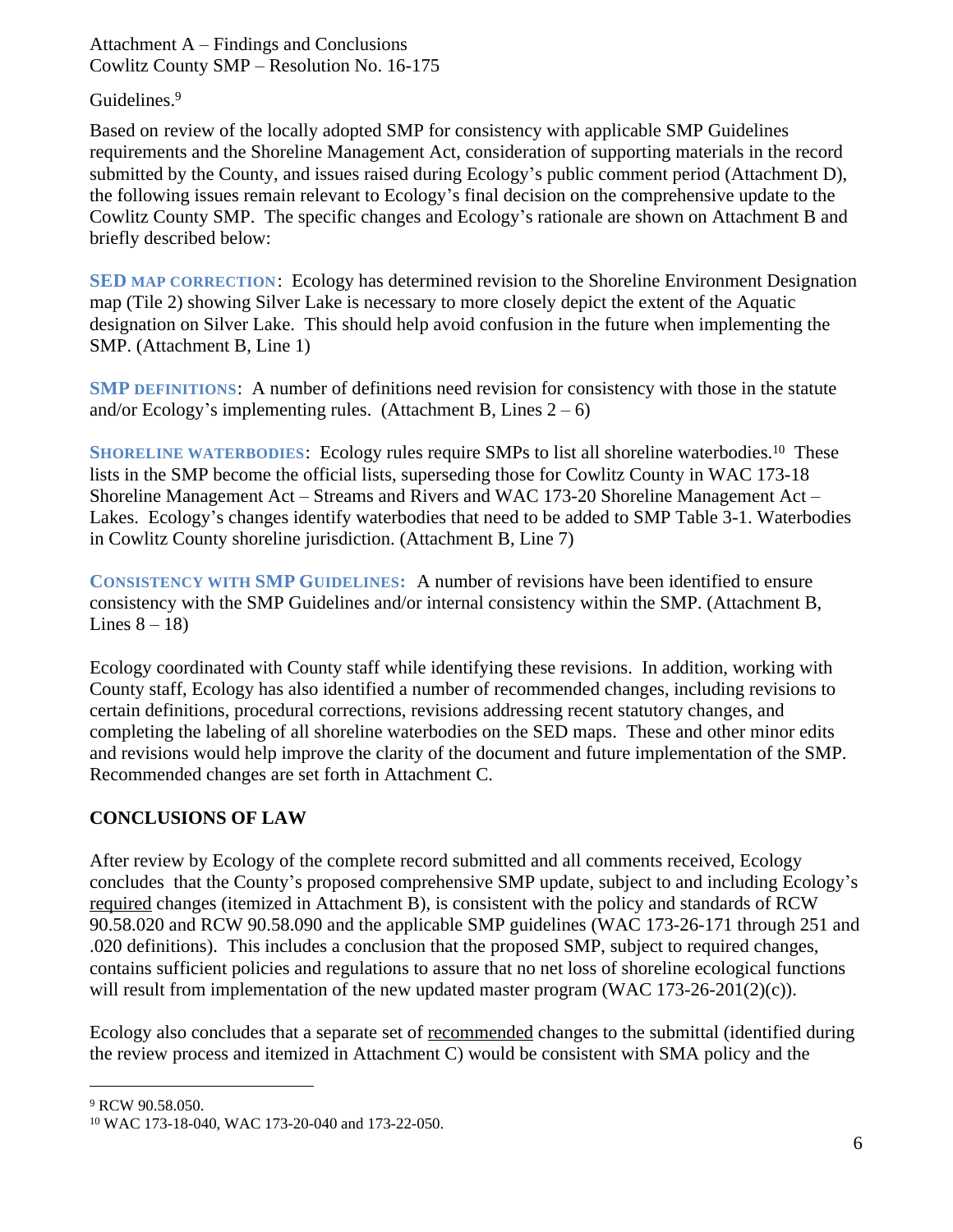Guidelines.[9]

Based on review of the locally adopted SMP for consistency with applicable SMP Guidelines requirements and the Shoreline Management Act, consideration of supporting materials in the record submitted by the County, and issues raised during Ecology's public comment period (Attachment D), the following issues remain relevant to Ecology's final decision on the comprehensive update to the Cowlitz County SMP. The specific changes and Ecology's rationale are shown on Attachment B and briefly described below:

**SED MAP CORRECTION**: Ecology has determined revision to the Shoreline Environment Designation map (Tile 2) showing Silver Lake is necessary to more closely depict the extent of the Aquatic designation on Silver Lake. This should help avoid confusion in the future when implementing the SMP. (Attachment B, Line 1)

**SMP DEFINITIONS**: A number of definitions need revision for consistency with those in the statute and/or Ecology's implementing rules. (Attachment B, Lines 2 – 6)

**SHORELINE WATERBODIES**: Ecology rules require SMPs to list all shoreline waterbodies.[10] These lists in the SMP become the official lists, superseding those for Cowlitz County in WAC 173-18 Shoreline Management Act – Streams and Rivers and WAC 173-20 Shoreline Management Act – Lakes. Ecology's changes identify waterbodies that need to be added to SMP Table 3-1. Waterbodies in Cowlitz County shoreline jurisdiction. (Attachment B, Line 7)

**CONSISTENCY WITH SMP GUIDELINES:** A number of revisions have been identified to ensure consistency with the SMP Guidelines and/or internal consistency within the SMP. (Attachment B, Lines 8 – 18)

Ecology coordinated with County staff while identifying these revisions. In addition, working with County staff, Ecology has also identified a number of recommended changes, including revisions to certain definitions, procedural corrections, revisions addressing recent statutory changes, and completing the labeling of all shoreline waterbodies on the SED maps. These and other minor edits and revisions would help improve the clarity of the document and future implementation of the SMP. Recommended changes are set forth in Attachment C.

## CONCLUSIONS OF LAW

After review by Ecology of the complete record submitted and all comments received, Ecology concludes that the County's proposed comprehensive SMP update, subject to and including Ecology's required changes (itemized in Attachment B), is consistent with the policy and standards of RCW 90.58.020 and RCW 90.58.090 and the applicable SMP guidelines (WAC 173-26-171 through 251 and .020 definitions). This includes a conclusion that the proposed SMP, subject to required changes, contains sufficient policies and regulations to assure that no net loss of shoreline ecological functions will result from implementation of the new updated master program (WAC 173-26-201(2)(c)).

Ecology also concludes that a separate set of recommended changes to the submittal (identified during the review process and itemized in Attachment C) would be consistent with SMA policy and the

[9] RCW 90.58.050.

[10] WAC 173-18-040, WAC 173-20-040 and 173-22-050.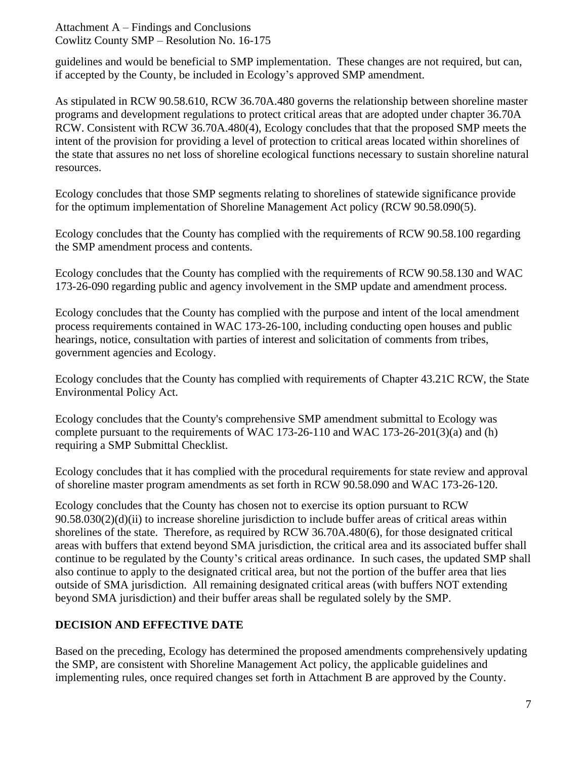guidelines and would be beneficial to SMP implementation. These changes are not required, but can, if accepted by the County, be included in Ecology's approved SMP amendment.

As stipulated in RCW 90.58.610, RCW 36.70A.480 governs the relationship between shoreline master programs and development regulations to protect critical areas that are adopted under chapter 36.70A RCW. Consistent with RCW 36.70A.480(4), Ecology concludes that that the proposed SMP meets the intent of the provision for providing a level of protection to critical areas located within shorelines of the state that assures no net loss of shoreline ecological functions necessary to sustain shoreline natural resources.

Ecology concludes that those SMP segments relating to shorelines of statewide significance provide for the optimum implementation of Shoreline Management Act policy (RCW 90.58.090(5).

Ecology concludes that the County has complied with the requirements of RCW 90.58.100 regarding the SMP amendment process and contents.

Ecology concludes that the County has complied with the requirements of RCW 90.58.130 and WAC 173-26-090 regarding public and agency involvement in the SMP update and amendment process.

Ecology concludes that the County has complied with the purpose and intent of the local amendment process requirements contained in WAC 173-26-100, including conducting open houses and public hearings, notice, consultation with parties of interest and solicitation of comments from tribes, government agencies and Ecology.

Ecology concludes that the County has complied with requirements of Chapter 43.21C RCW, the State Environmental Policy Act.

Ecology concludes that the County's comprehensive SMP amendment submittal to Ecology was complete pursuant to the requirements of WAC 173-26-110 and WAC 173-26-201(3)(a) and (h) requiring a SMP Submittal Checklist.

Ecology concludes that it has complied with the procedural requirements for state review and approval of shoreline master program amendments as set forth in RCW 90.58.090 and WAC 173-26-120.

Ecology concludes that the County has chosen not to exercise its option pursuant to RCW 90.58.030(2)(d)(ii) to increase shoreline jurisdiction to include buffer areas of critical areas within shorelines of the state. Therefore, as required by RCW 36.70A.480(6), for those designated critical areas with buffers that extend beyond SMA jurisdiction, the critical area and its associated buffer shall continue to be regulated by the County's critical areas ordinance. In such cases, the updated SMP shall also continue to apply to the designated critical area, but not the portion of the buffer area that lies outside of SMA jurisdiction. All remaining designated critical areas (with buffers NOT extending beyond SMA jurisdiction) and their buffer areas shall be regulated solely by the SMP.

## DECISION AND EFFECTIVE DATE

Based on the preceding, Ecology has determined the proposed amendments comprehensively updating the SMP, are consistent with Shoreline Management Act policy, the applicable guidelines and implementing rules, once required changes set forth in Attachment B are approved by the County.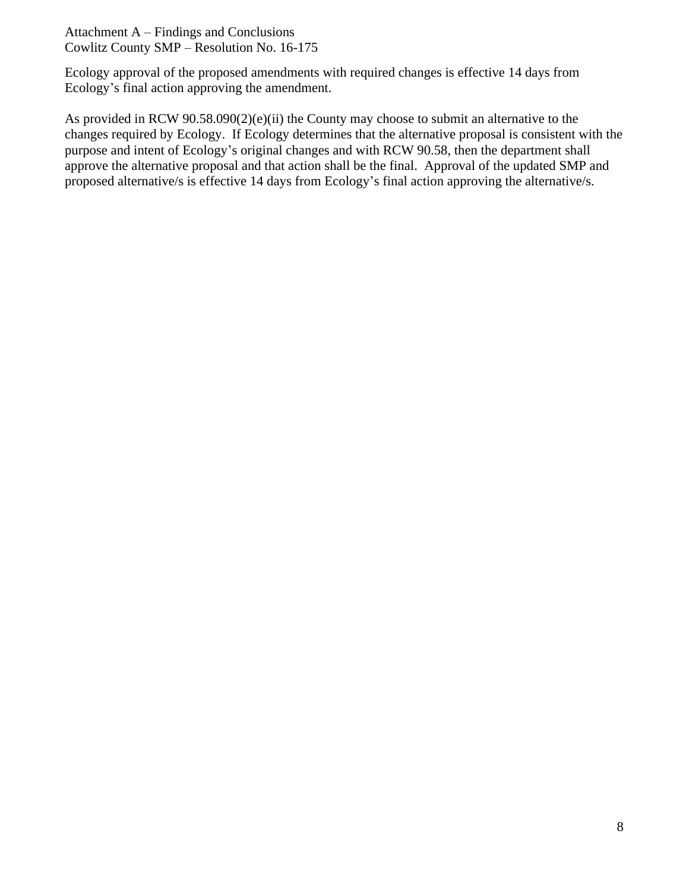Ecology approval of the proposed amendments with required changes is effective 14 days from Ecology's final action approving the amendment.

As provided in RCW 90.58.090(2)(e)(ii) the County may choose to submit an alternative to the changes required by Ecology. If Ecology determines that the alternative proposal is consistent with the purpose and intent of Ecology's original changes and with RCW 90.58, then the department shall approve the alternative proposal and that action shall be the final. Approval of the updated SMP and proposed alternative/s is effective 14 days from Ecology's final action approving the alternative/s.